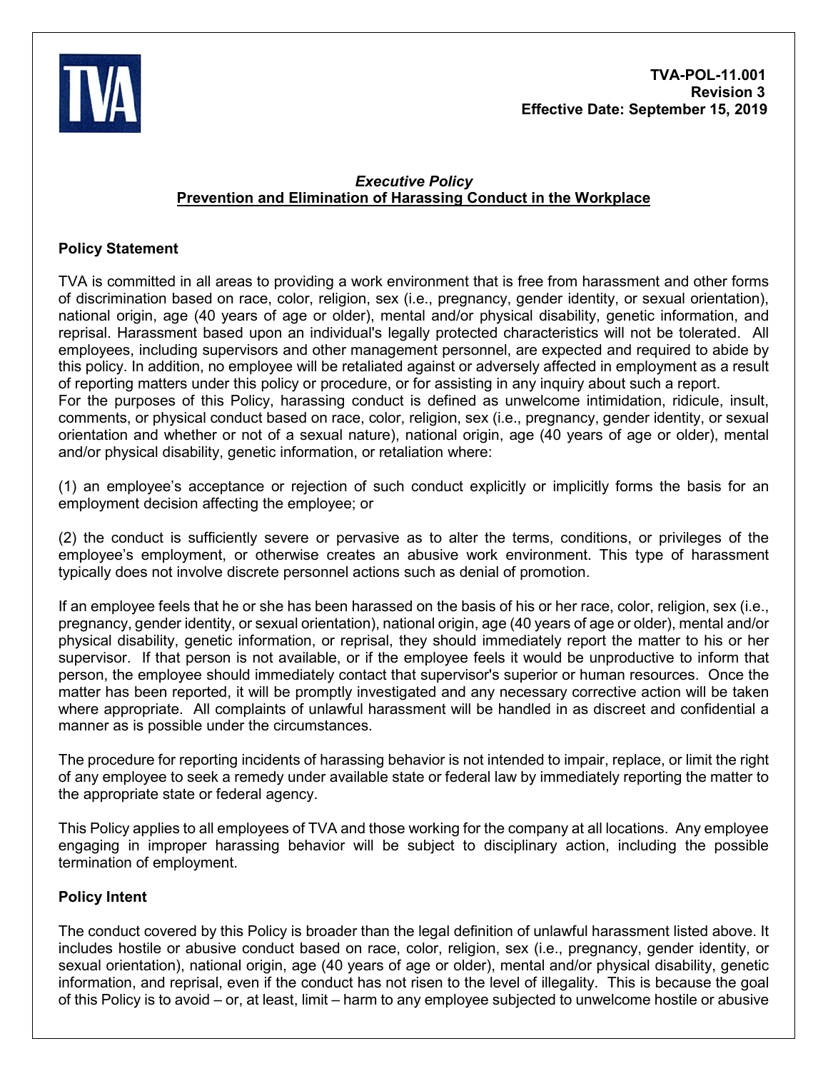**TVA-POL-11.001**
**Revision 3**
**Effective Date: September 15, 2019**

## *Executive Policy*
## Prevention and Elimination of Harassing Conduct in the Workplace

### Policy Statement

TVA is committed in all areas to providing a work environment that is free from harassment and other forms of discrimination based on race, color, religion, sex (i.e., pregnancy, gender identity, or sexual orientation), national origin, age (40 years of age or older), mental and/or physical disability, genetic information, and reprisal. Harassment based upon an individual's legally protected characteristics will not be tolerated. All employees, including supervisors and other management personnel, are expected and required to abide by this policy. In addition, no employee will be retaliated against or adversely affected in employment as a result of reporting matters under this policy or procedure, or for assisting in any inquiry about such a report.
For the purposes of this Policy, harassing conduct is defined as unwelcome intimidation, ridicule, insult, comments, or physical conduct based on race, color, religion, sex (i.e., pregnancy, gender identity, or sexual orientation and whether or not of a sexual nature), national origin, age (40 years of age or older), mental and/or physical disability, genetic information, or retaliation where:

(1) an employee's acceptance or rejection of such conduct explicitly or implicitly forms the basis for an employment decision affecting the employee; or

(2) the conduct is sufficiently severe or pervasive as to alter the terms, conditions, or privileges of the employee's employment, or otherwise creates an abusive work environment. This type of harassment typically does not involve discrete personnel actions such as denial of promotion.

If an employee feels that he or she has been harassed on the basis of his or her race, color, religion, sex (i.e., pregnancy, gender identity, or sexual orientation), national origin, age (40 years of age or older), mental and/or physical disability, genetic information, or reprisal, they should immediately report the matter to his or her supervisor. If that person is not available, or if the employee feels it would be unproductive to inform that person, the employee should immediately contact that supervisor's superior or human resources. Once the matter has been reported, it will be promptly investigated and any necessary corrective action will be taken where appropriate. All complaints of unlawful harassment will be handled in as discreet and confidential a manner as is possible under the circumstances.

The procedure for reporting incidents of harassing behavior is not intended to impair, replace, or limit the right of any employee to seek a remedy under available state or federal law by immediately reporting the matter to the appropriate state or federal agency.

This Policy applies to all employees of TVA and those working for the company at all locations. Any employee engaging in improper harassing behavior will be subject to disciplinary action, including the possible termination of employment.

### Policy Intent

The conduct covered by this Policy is broader than the legal definition of unlawful harassment listed above. It includes hostile or abusive conduct based on race, color, religion, sex (i.e., pregnancy, gender identity, or sexual orientation), national origin, age (40 years of age or older), mental and/or physical disability, genetic information, and reprisal, even if the conduct has not risen to the level of illegality. This is because the goal of this Policy is to avoid – or, at least, limit – harm to any employee subjected to unwelcome hostile or abusive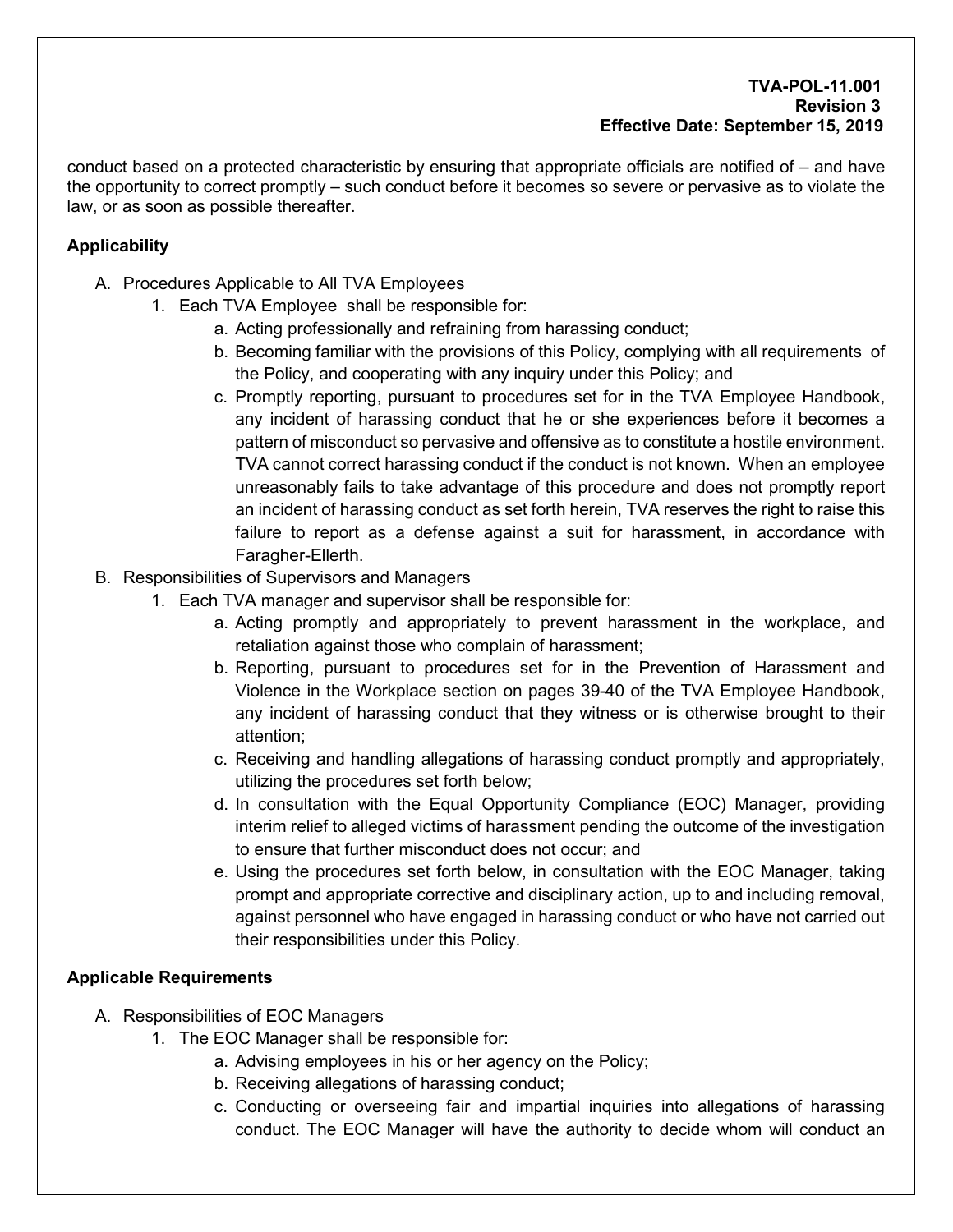conduct based on a protected characteristic by ensuring that appropriate officials are notified of – and have the opportunity to correct promptly – such conduct before it becomes so severe or pervasive as to violate the law, or as soon as possible thereafter.

## Applicability

A. Procedures Applicable to All TVA Employees
   1. Each TVA Employee shall be responsible for:
      a. Acting professionally and refraining from harassing conduct;
      b. Becoming familiar with the provisions of this Policy, complying with all requirements of the Policy, and cooperating with any inquiry under this Policy; and
      c. Promptly reporting, pursuant to procedures set for in the TVA Employee Handbook, any incident of harassing conduct that he or she experiences before it becomes a pattern of misconduct so pervasive and offensive as to constitute a hostile environment. TVA cannot correct harassing conduct if the conduct is not known. When an employee unreasonably fails to take advantage of this procedure and does not promptly report an incident of harassing conduct as set forth herein, TVA reserves the right to raise this failure to report as a defense against a suit for harassment, in accordance with Faragher-Ellerth.

B. Responsibilities of Supervisors and Managers
   1. Each TVA manager and supervisor shall be responsible for:
      a. Acting promptly and appropriately to prevent harassment in the workplace, and retaliation against those who complain of harassment;
      b. Reporting, pursuant to procedures set for in the Prevention of Harassment and Violence in the Workplace section on pages 39-40 of the TVA Employee Handbook, any incident of harassing conduct that they witness or is otherwise brought to their attention;
      c. Receiving and handling allegations of harassing conduct promptly and appropriately, utilizing the procedures set forth below;
      d. In consultation with the Equal Opportunity Compliance (EOC) Manager, providing interim relief to alleged victims of harassment pending the outcome of the investigation to ensure that further misconduct does not occur; and
      e. Using the procedures set forth below, in consultation with the EOC Manager, taking prompt and appropriate corrective and disciplinary action, up to and including removal, against personnel who have engaged in harassing conduct or who have not carried out their responsibilities under this Policy.

## Applicable Requirements

A. Responsibilities of EOC Managers
   1. The EOC Manager shall be responsible for:
      a. Advising employees in his or her agency on the Policy;
      b. Receiving allegations of harassing conduct;
      c. Conducting or overseeing fair and impartial inquiries into allegations of harassing conduct. The EOC Manager will have the authority to decide whom will conduct an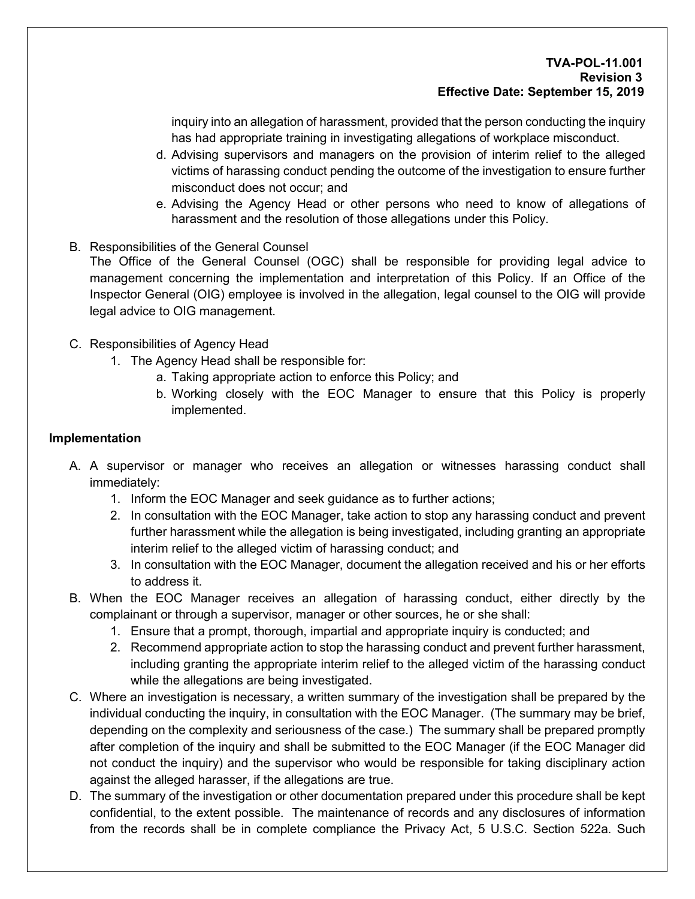inquiry into an allegation of harassment, provided that the person conducting the inquiry has had appropriate training in investigating allegations of workplace misconduct.

d. Advising supervisors and managers on the provision of interim relief to the alleged victims of harassing conduct pending the outcome of the investigation to ensure further misconduct does not occur; and

e. Advising the Agency Head or other persons who need to know of allegations of harassment and the resolution of those allegations under this Policy.

B. Responsibilities of the General Counsel

The Office of the General Counsel (OGC) shall be responsible for providing legal advice to management concerning the implementation and interpretation of this Policy. If an Office of the Inspector General (OIG) employee is involved in the allegation, legal counsel to the OIG will provide legal advice to OIG management.

C. Responsibilities of Agency Head

1. The Agency Head shall be responsible for:
    a. Taking appropriate action to enforce this Policy; and
    b. Working closely with the EOC Manager to ensure that this Policy is properly implemented.

**Implementation**

A. A supervisor or manager who receives an allegation or witnesses harassing conduct shall immediately:
    1. Inform the EOC Manager and seek guidance as to further actions;
    2. In consultation with the EOC Manager, take action to stop any harassing conduct and prevent further harassment while the allegation is being investigated, including granting an appropriate interim relief to the alleged victim of harassing conduct; and
    3. In consultation with the EOC Manager, document the allegation received and his or her efforts to address it.

B. When the EOC Manager receives an allegation of harassing conduct, either directly by the complainant or through a supervisor, manager or other sources, he or she shall:
    1. Ensure that a prompt, thorough, impartial and appropriate inquiry is conducted; and
    2. Recommend appropriate action to stop the harassing conduct and prevent further harassment, including granting the appropriate interim relief to the alleged victim of the harassing conduct while the allegations are being investigated.

C. Where an investigation is necessary, a written summary of the investigation shall be prepared by the individual conducting the inquiry, in consultation with the EOC Manager. (The summary may be brief, depending on the complexity and seriousness of the case.) The summary shall be prepared promptly after completion of the inquiry and shall be submitted to the EOC Manager (if the EOC Manager did not conduct the inquiry) and the supervisor who would be responsible for taking disciplinary action against the alleged harasser, if the allegations are true.

D. The summary of the investigation or other documentation prepared under this procedure shall be kept confidential, to the extent possible. The maintenance of records and any disclosures of information from the records shall be in complete compliance the Privacy Act, 5 U.S.C. Section 522a. Such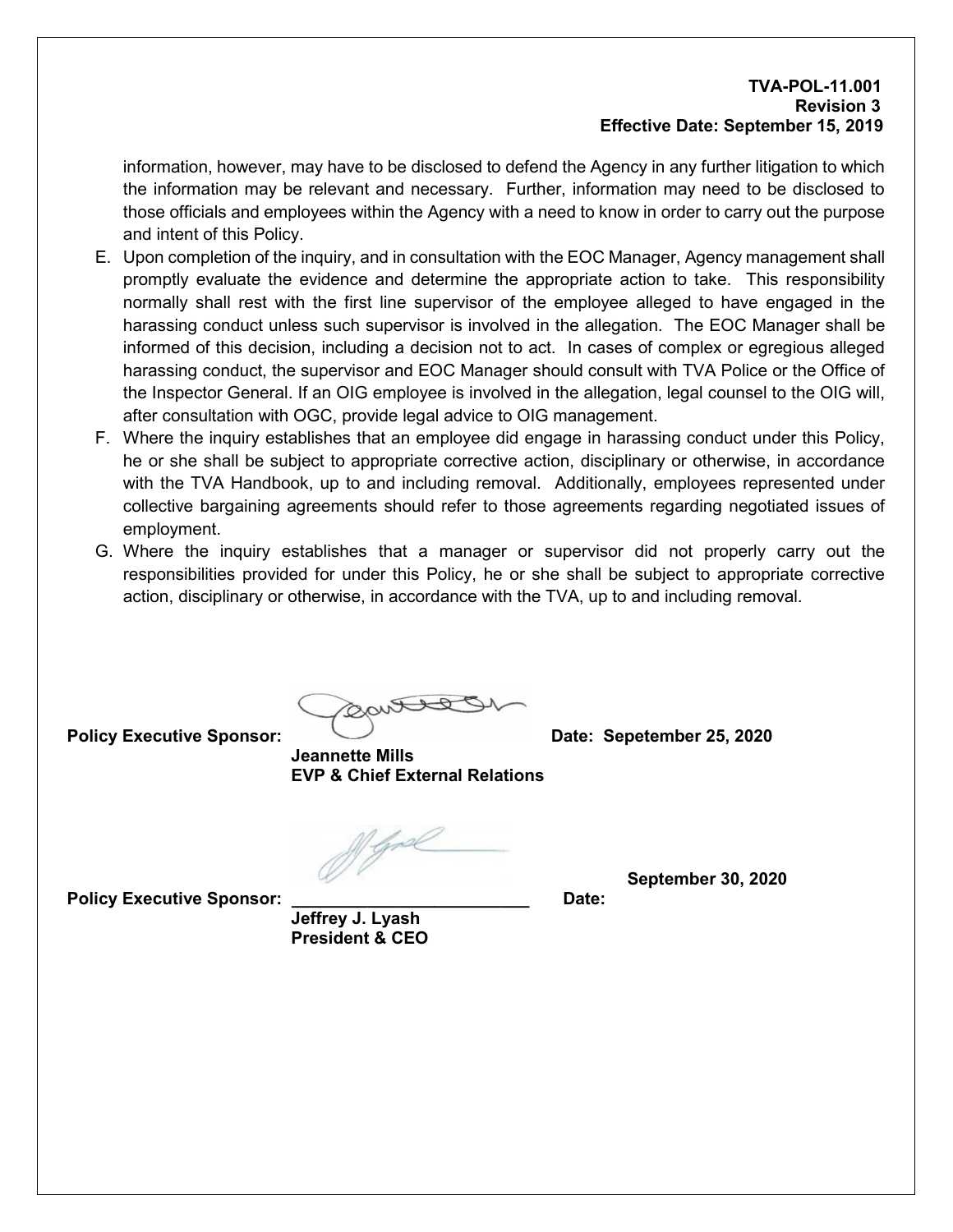information, however, may have to be disclosed to defend the Agency in any further litigation to which the information may be relevant and necessary. Further, information may need to be disclosed to those officials and employees within the Agency with a need to know in order to carry out the purpose and intent of this Policy.

E. Upon completion of the inquiry, and in consultation with the EOC Manager, Agency management shall promptly evaluate the evidence and determine the appropriate action to take. This responsibility normally shall rest with the first line supervisor of the employee alleged to have engaged in the harassing conduct unless such supervisor is involved in the allegation. The EOC Manager shall be informed of this decision, including a decision not to act. In cases of complex or egregious alleged harassing conduct, the supervisor and EOC Manager should consult with TVA Police or the Office of the Inspector General. If an OIG employee is involved in the allegation, legal counsel to the OIG will, after consultation with OGC, provide legal advice to OIG management.
F. Where the inquiry establishes that an employee did engage in harassing conduct under this Policy, he or she shall be subject to appropriate corrective action, disciplinary or otherwise, in accordance with the TVA Handbook, up to and including removal. Additionally, employees represented under collective bargaining agreements should refer to those agreements regarding negotiated issues of employment.
G. Where the inquiry establishes that a manager or supervisor did not properly carry out the responsibilities provided for under this Policy, he or she shall be subject to appropriate corrective action, disciplinary or otherwise, in accordance with the TVA, up to and including removal.

**Policy Executive Sponsor:** **Date: Sepetember 25, 2020**

**Jeannette Mills**
**EVP & Chief External Relations**

**Policy Executive Sponsor:** ________________________ **Date:** **September 30, 2020**

**Jeffrey J. Lyash**
**President & CEO**